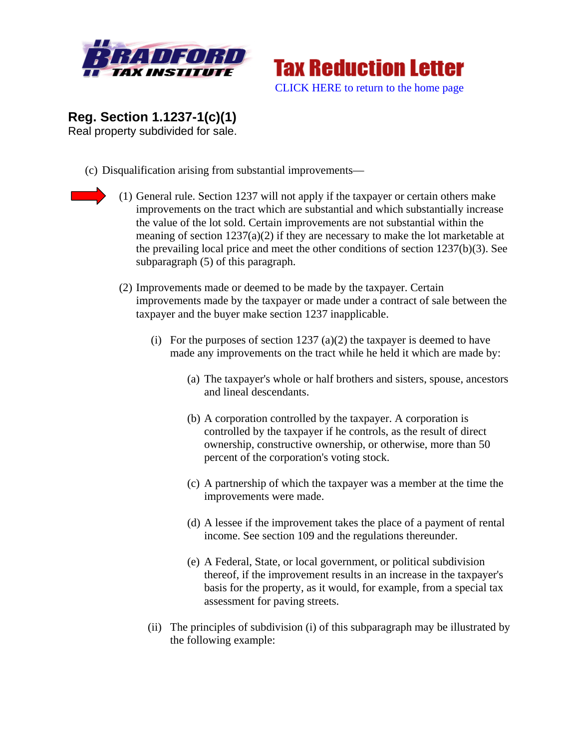**BRADFORD TAX INSTITUTE**

# Tax Reduction Letter

CLICK HERE to return to the home page

## Reg. Section 1.1237-1(c)(1)

Real property subdivided for sale.

(c) Disqualification arising from substantial improvements—

(1) General rule. Section 1237 will not apply if the taxpayer or certain others make improvements on the tract which are substantial and which substantially increase the value of the lot sold. Certain improvements are not substantial within the meaning of section 1237(a)(2) if they are necessary to make the lot marketable at the prevailing local price and meet the other conditions of section 1237(b)(3). See subparagraph (5) of this paragraph.

(2) Improvements made or deemed to be made by the taxpayer. Certain improvements made by the taxpayer or made under a contract of sale between the taxpayer and the buyer make section 1237 inapplicable.

(i) For the purposes of section 1237 (a)(2) the taxpayer is deemed to have made any improvements on the tract while he held it which are made by:

(a) The taxpayer's whole or half brothers and sisters, spouse, ancestors and lineal descendants.

(b) A corporation controlled by the taxpayer. A corporation is controlled by the taxpayer if he controls, as the result of direct ownership, constructive ownership, or otherwise, more than 50 percent of the corporation's voting stock.

(c) A partnership of which the taxpayer was a member at the time the improvements were made.

(d) A lessee if the improvement takes the place of a payment of rental income. See section 109 and the regulations thereunder.

(e) A Federal, State, or local government, or political subdivision thereof, if the improvement results in an increase in the taxpayer's basis for the property, as it would, for example, from a special tax assessment for paving streets.

(ii) The principles of subdivision (i) of this subparagraph may be illustrated by the following example: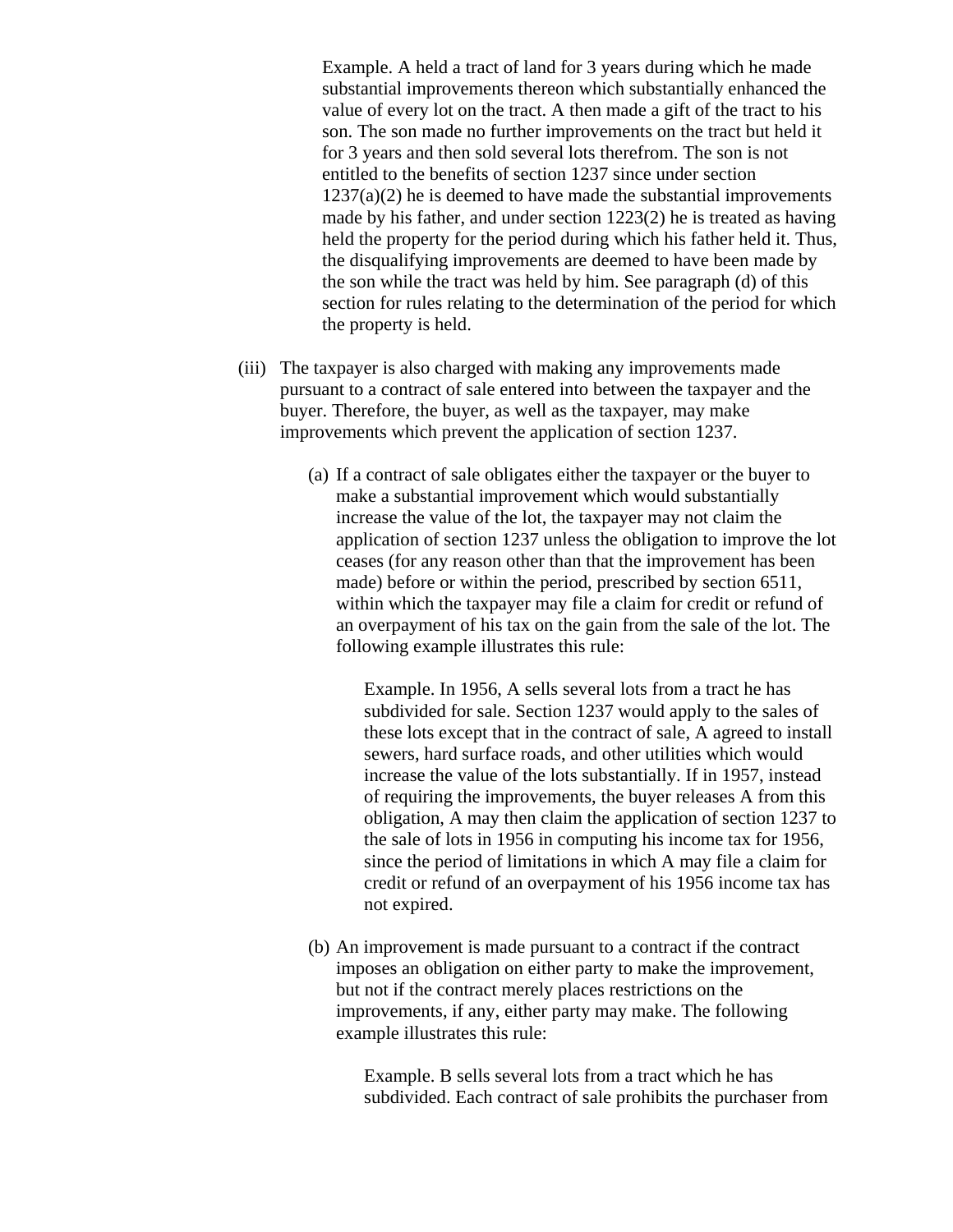Example. A held a tract of land for 3 years during which he made substantial improvements thereon which substantially enhanced the value of every lot on the tract. A then made a gift of the tract to his son. The son made no further improvements on the tract but held it for 3 years and then sold several lots therefrom. The son is not entitled to the benefits of section 1237 since under section 1237(a)(2) he is deemed to have made the substantial improvements made by his father, and under section 1223(2) he is treated as having held the property for the period during which his father held it. Thus, the disqualifying improvements are deemed to have been made by the son while the tract was held by him. See paragraph (d) of this section for rules relating to the determination of the period for which the property is held.

(iii) The taxpayer is also charged with making any improvements made pursuant to a contract of sale entered into between the taxpayer and the buyer. Therefore, the buyer, as well as the taxpayer, may make improvements which prevent the application of section 1237.

(a) If a contract of sale obligates either the taxpayer or the buyer to make a substantial improvement which would substantially increase the value of the lot, the taxpayer may not claim the application of section 1237 unless the obligation to improve the lot ceases (for any reason other than that the improvement has been made) before or within the period, prescribed by section 6511, within which the taxpayer may file a claim for credit or refund of an overpayment of his tax on the gain from the sale of the lot. The following example illustrates this rule:

Example. In 1956, A sells several lots from a tract he has subdivided for sale. Section 1237 would apply to the sales of these lots except that in the contract of sale, A agreed to install sewers, hard surface roads, and other utilities which would increase the value of the lots substantially. If in 1957, instead of requiring the improvements, the buyer releases A from this obligation, A may then claim the application of section 1237 to the sale of lots in 1956 in computing his income tax for 1956, since the period of limitations in which A may file a claim for credit or refund of an overpayment of his 1956 income tax has not expired.

(b) An improvement is made pursuant to a contract if the contract imposes an obligation on either party to make the improvement, but not if the contract merely places restrictions on the improvements, if any, either party may make. The following example illustrates this rule:

Example. B sells several lots from a tract which he has subdivided. Each contract of sale prohibits the purchaser from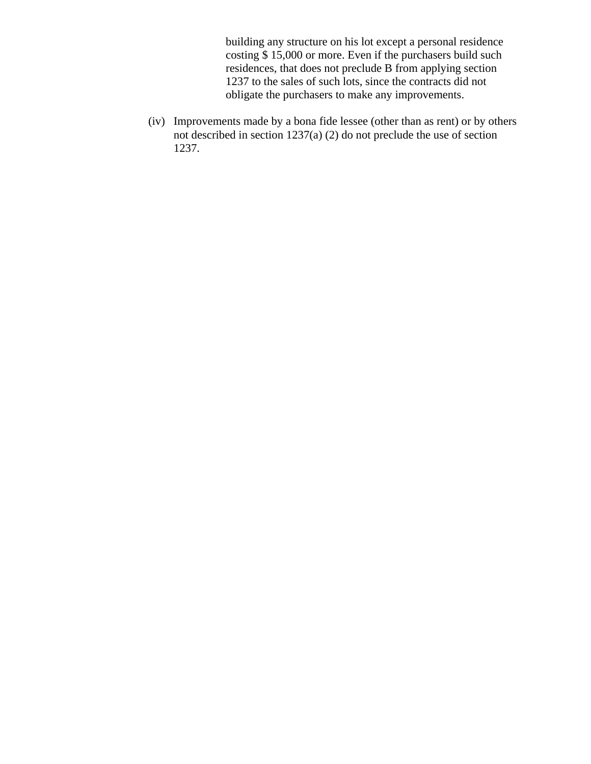building any structure on his lot except a personal residence costing $ 15,000 or more. Even if the purchasers build such residences, that does not preclude B from applying section 1237 to the sales of such lots, since the contracts did not obligate the purchasers to make any improvements.

(iv) Improvements made by a bona fide lessee (other than as rent) or by others not described in section 1237(a) (2) do not preclude the use of section 1237.